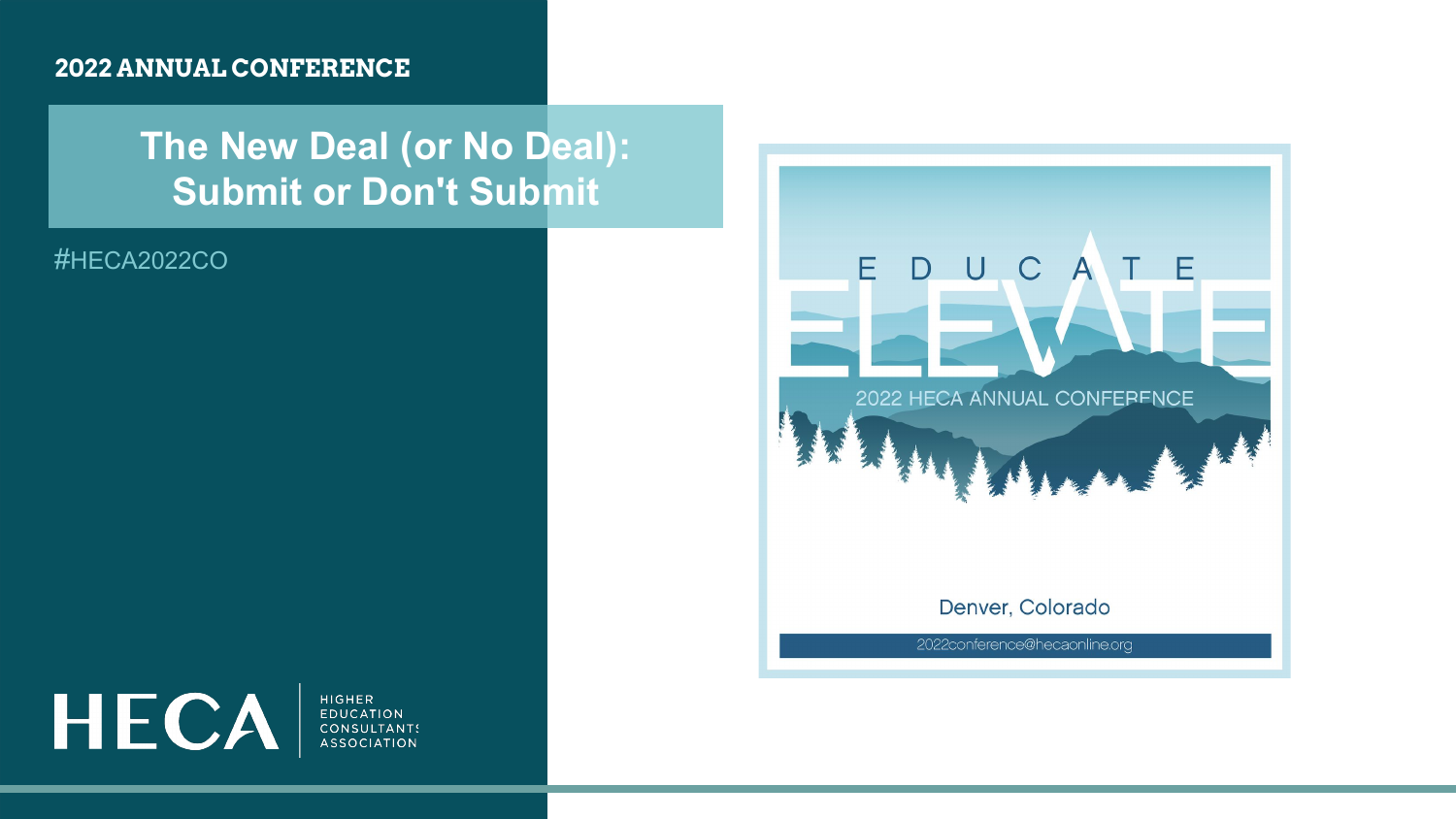2022 ANNUAL CONFERENCE

# The New Deal (or No Deal): Submit or Don't Submit

#HECA2022CO

EDUCATE ELEVATE

2022 HECA ANNUAL CONFERENCE

Denver, Colorado

2022conference@hecaonline.org

HECA HIGHER EDUCATION CONSULTANTS ASSOCIATION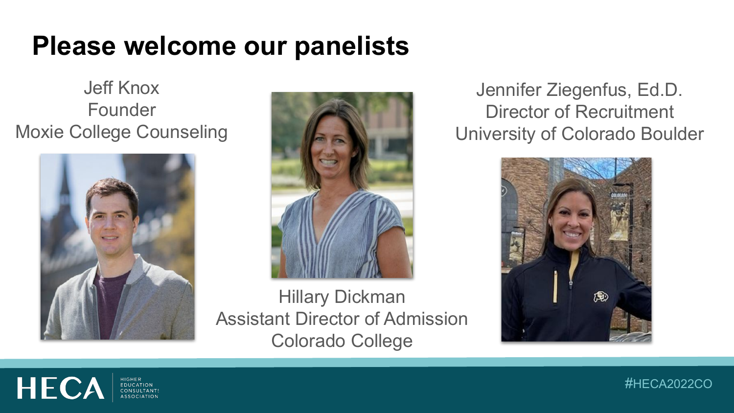# Please welcome our panelists

Jeff Knox
Founder
Moxie College Counseling

Hillary Dickman
Assistant Director of Admission
Colorado College

Jennifer Ziegenfus, Ed.D.
Director of Recruitment
University of Colorado Boulder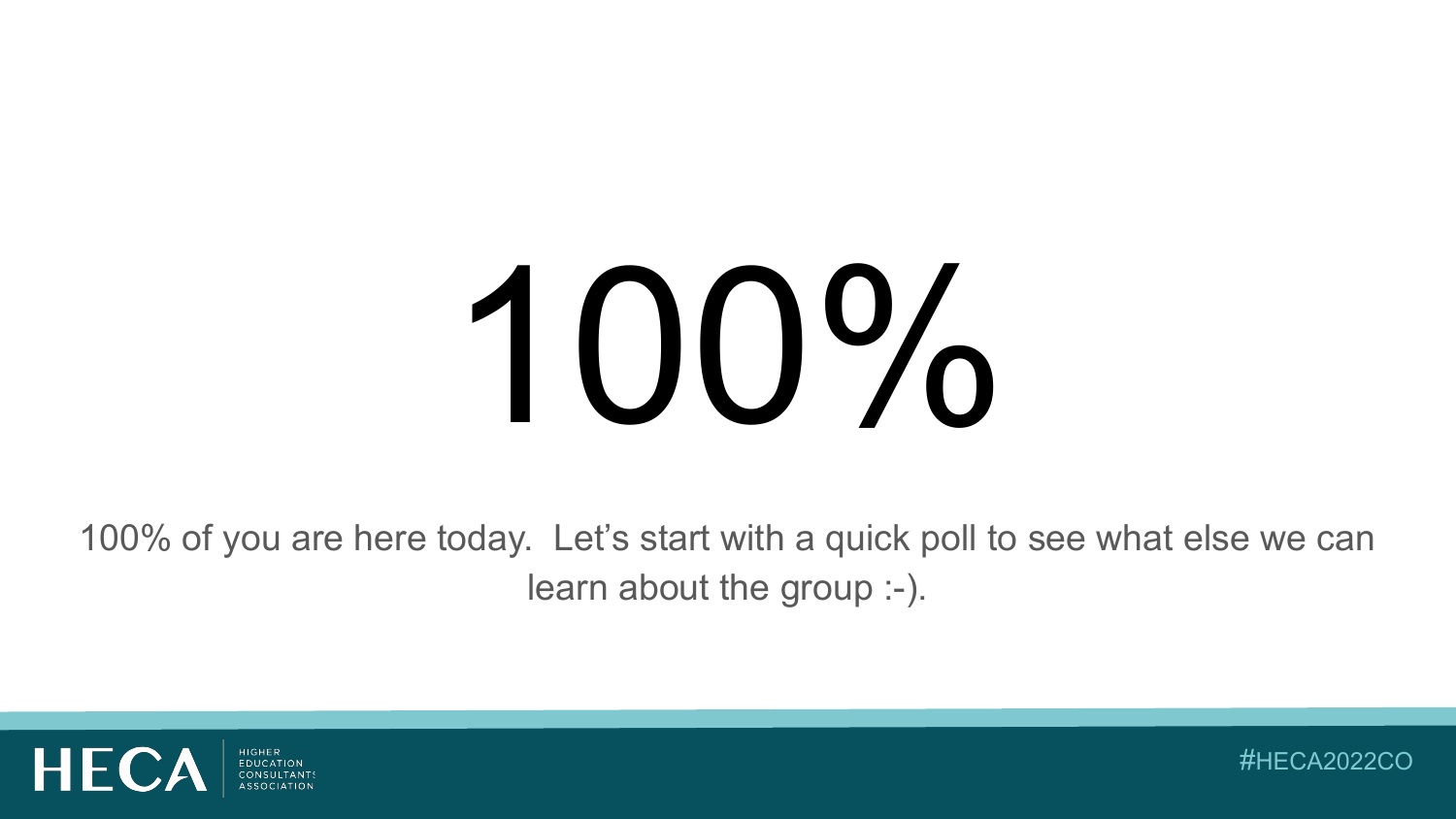# 100%

100% of you are here today.  Let's start with a quick poll to see what else we can learn about the group :-).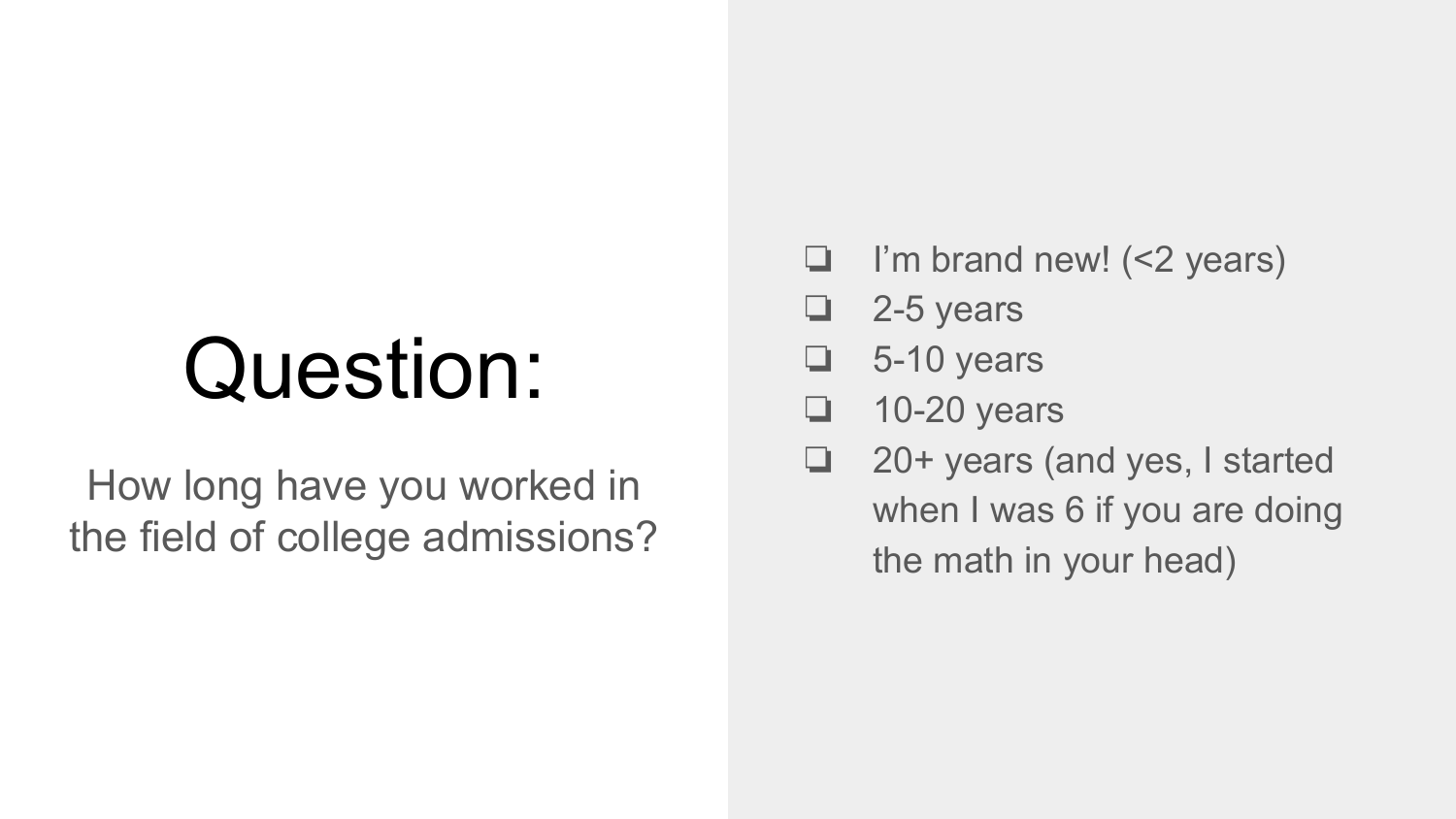# Question:

How long have you worked in the field of college admissions?

- [ ] I'm brand new! (<2 years)
- [ ] 2-5 years
- [ ] 5-10 years
- [ ] 10-20 years
- [ ] 20+ years (and yes, I started when I was 6 if you are doing the math in your head)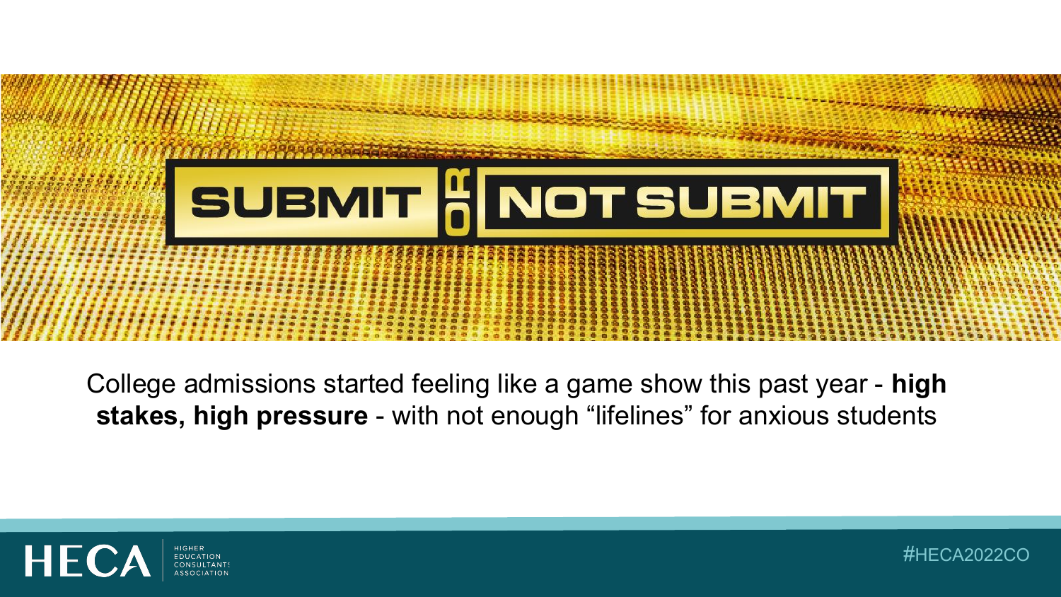# SUBMIT OR NOT SUBMIT

College admissions started feeling like a game show this past year - **high stakes, high pressure** - with not enough "lifelines" for anxious students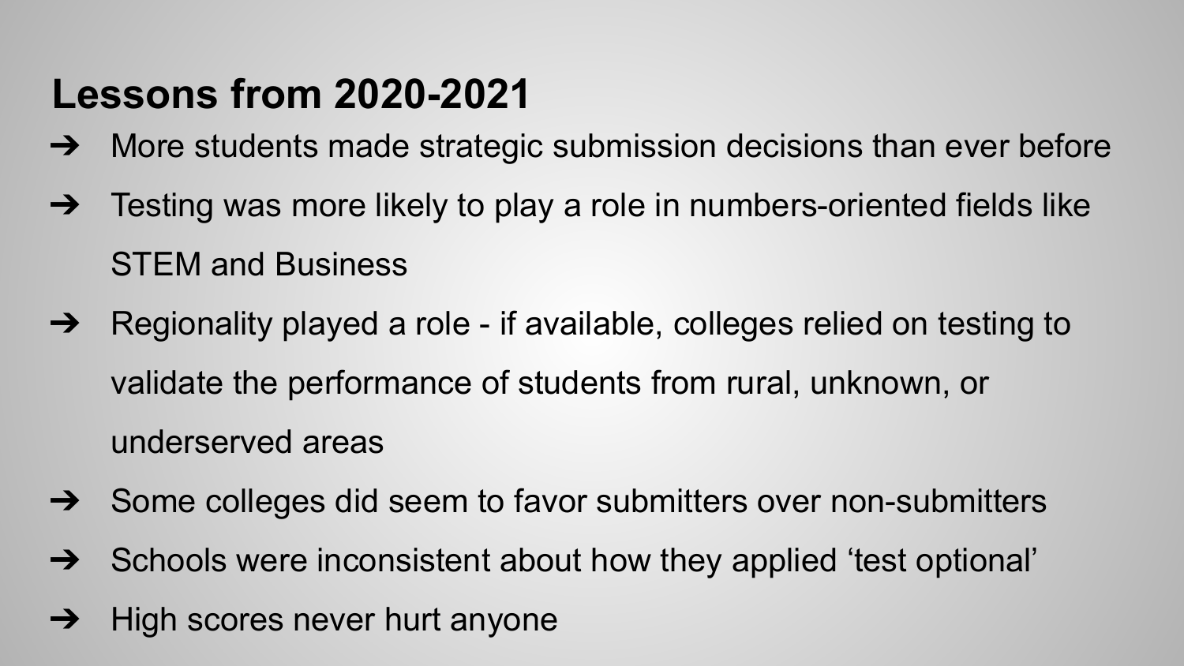## Lessons from 2020-2021

- More students made strategic submission decisions than ever before
- Testing was more likely to play a role in numbers-oriented fields like STEM and Business
- Regionality played a role - if available, colleges relied on testing to validate the performance of students from rural, unknown, or underserved areas
- Some colleges did seem to favor submitters over non-submitters
- Schools were inconsistent about how they applied 'test optional'
- High scores never hurt anyone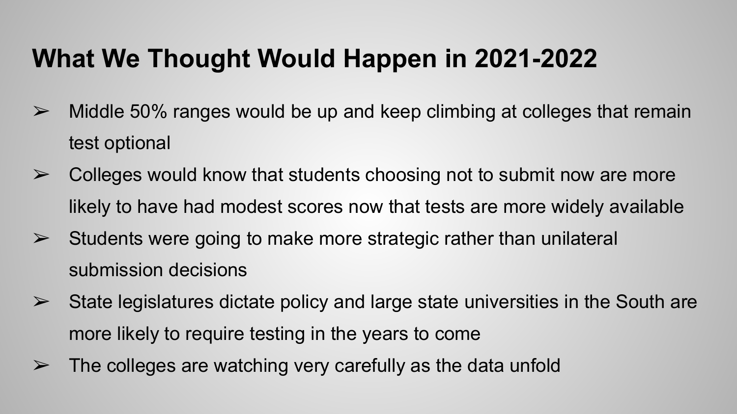# What We Thought Would Happen in 2021-2022

- Middle 50% ranges would be up and keep climbing at colleges that remain test optional
- Colleges would know that students choosing not to submit now are more likely to have had modest scores now that tests are more widely available
- Students were going to make more strategic rather than unilateral submission decisions
- State legislatures dictate policy and large state universities in the South are more likely to require testing in the years to come
- The colleges are watching very carefully as the data unfold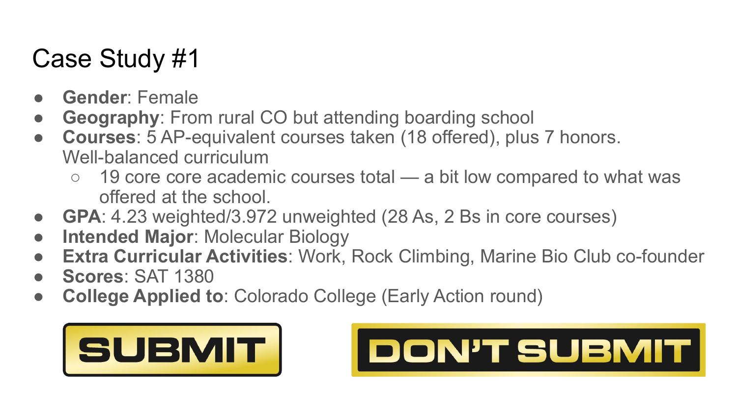# Case Study #1

- **Gender**: Female
- **Geography**: From rural CO but attending boarding school
- **Courses**: 5 AP-equivalent courses taken (18 offered), plus 7 honors. Well-balanced curriculum
  - 19 core core academic courses total — a bit low compared to what was offered at the school.
- **GPA**: 4.23 weighted/3.972 unweighted (28 As, 2 Bs in core courses)
- **Intended Major**: Molecular Biology
- **Extra Curricular Activities**: Work, Rock Climbing, Marine Bio Club co-founder
- **Scores**: SAT 1380
- **College Applied to**: Colorado College (Early Action round)

SUBMIT

DON'T SUBMIT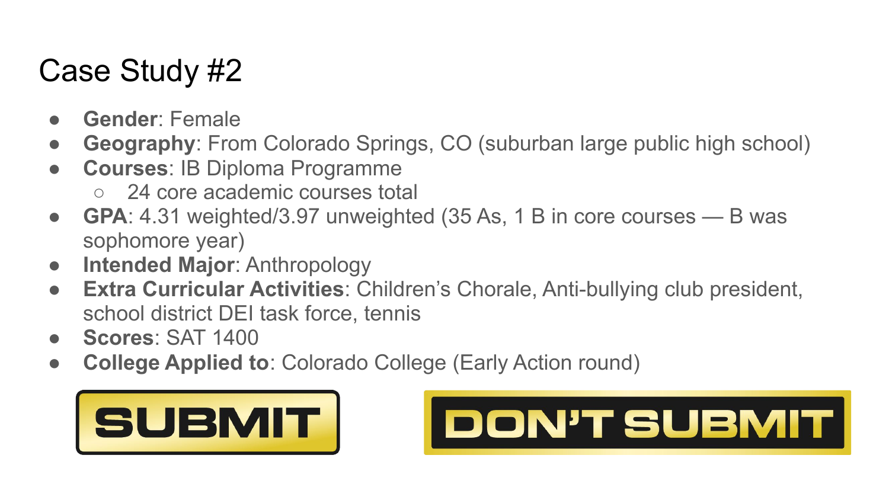# Case Study #2

- **Gender**: Female
- **Geography**: From Colorado Springs, CO (suburban large public high school)
- **Courses**: IB Diploma Programme
  - 24 core academic courses total
- **GPA**: 4.31 weighted/3.97 unweighted (35 As, 1 B in core courses — B was sophomore year)
- **Intended Major**: Anthropology
- **Extra Curricular Activities**: Children's Chorale, Anti-bullying club president, school district DEI task force, tennis
- **Scores**: SAT 1400
- **College Applied to**: Colorado College (Early Action round)

SUBMIT

DON'T SUBMIT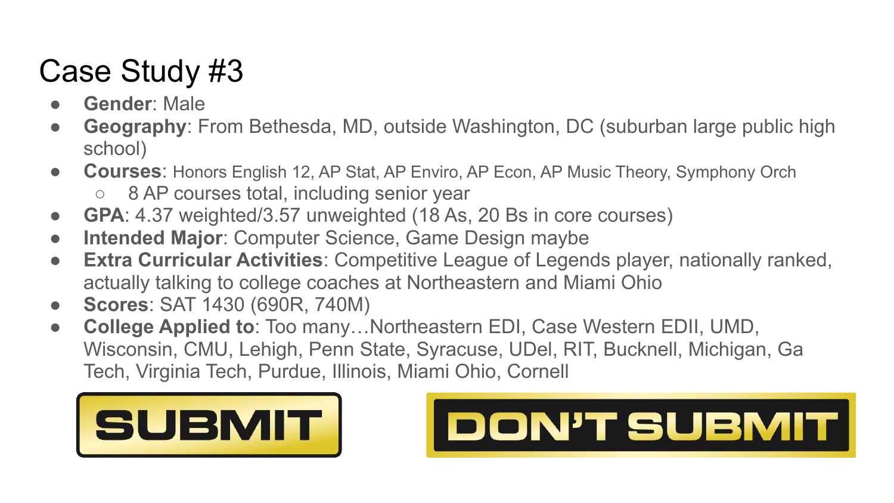# Case Study #3

- **Gender**: Male
- **Geography**: From Bethesda, MD, outside Washington, DC (suburban large public high school)
- **Courses**: Honors English 12, AP Stat, AP Enviro, AP Econ, AP Music Theory, Symphony Orch
  - 8 AP courses total, including senior year
- **GPA**: 4.37 weighted/3.57 unweighted (18 As, 20 Bs in core courses)
- **Intended Major**: Computer Science, Game Design maybe
- **Extra Curricular Activities**: Competitive League of Legends player, nationally ranked, actually talking to college coaches at Northeastern and Miami Ohio
- **Scores**: SAT 1430 (690R, 740M)
- **College Applied to**: Too many…Northeastern EDI, Case Western EDII, UMD, Wisconsin, CMU, Lehigh, Penn State, Syracuse, UDel, RIT, Bucknell, Michigan, Ga Tech, Virginia Tech, Purdue, Illinois, Miami Ohio, Cornell

SUBMIT

DON'T SUBMIT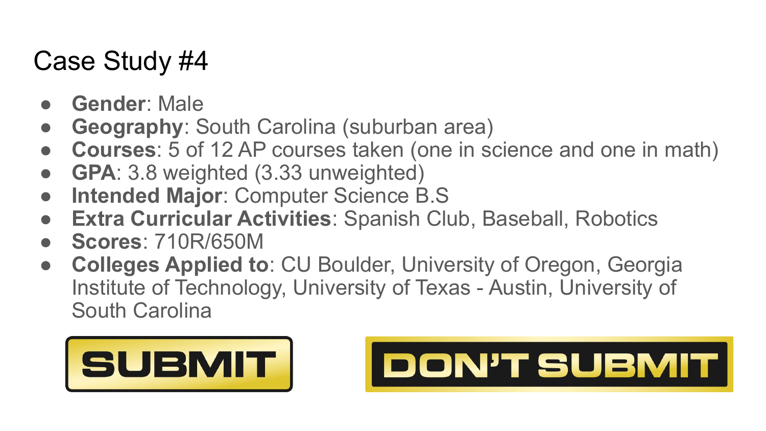# Case Study #4

- **Gender**: Male
- **Geography**: South Carolina (suburban area)
- **Courses**: 5 of 12 AP courses taken (one in science and one in math)
- **GPA**: 3.8 weighted (3.33 unweighted)
- **Intended Major**: Computer Science B.S
- **Extra Curricular Activities**: Spanish Club, Baseball, Robotics
- **Scores**: 710R/650M
- **Colleges Applied to**: CU Boulder, University of Oregon, Georgia Institute of Technology, University of Texas - Austin, University of South Carolina

SUBMIT

DON'T SUBMIT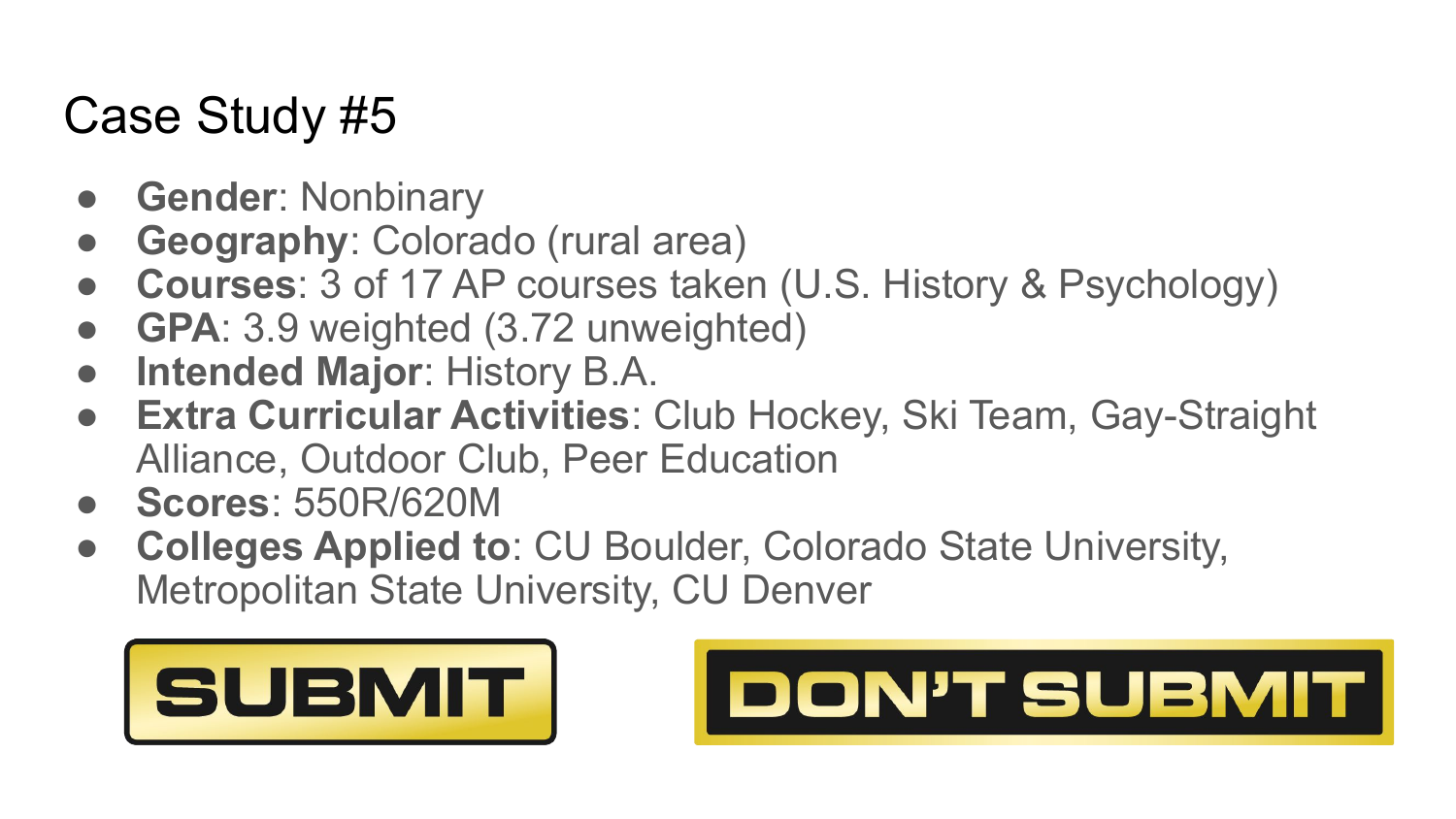# Case Study #5

- **Gender**: Nonbinary
- **Geography**: Colorado (rural area)
- **Courses**: 3 of 17 AP courses taken (U.S. History & Psychology)
- **GPA**: 3.9 weighted (3.72 unweighted)
- **Intended Major**: History B.A.
- **Extra Curricular Activities**: Club Hockey, Ski Team, Gay-Straight Alliance, Outdoor Club, Peer Education
- **Scores**: 550R/620M
- **Colleges Applied to**: CU Boulder, Colorado State University, Metropolitan State University, CU Denver

SUBMIT

DON'T SUBMIT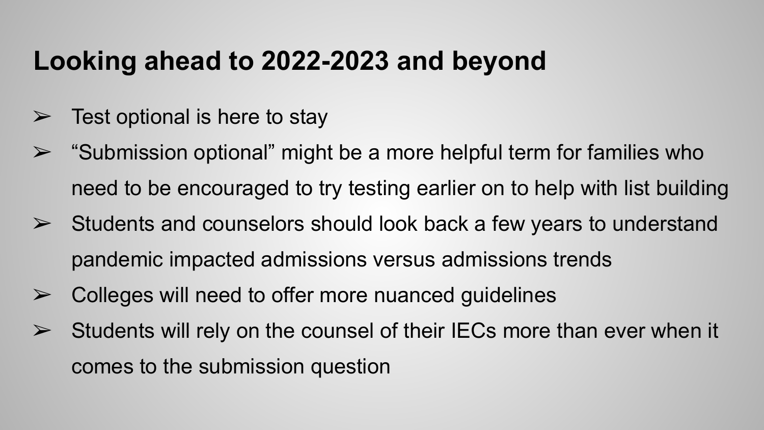# Looking ahead to 2022-2023 and beyond

- Test optional is here to stay
- "Submission optional" might be a more helpful term for families who need to be encouraged to try testing earlier on to help with list building
- Students and counselors should look back a few years to understand pandemic impacted admissions versus admissions trends
- Colleges will need to offer more nuanced guidelines
- Students will rely on the counsel of their IECs more than ever when it comes to the submission question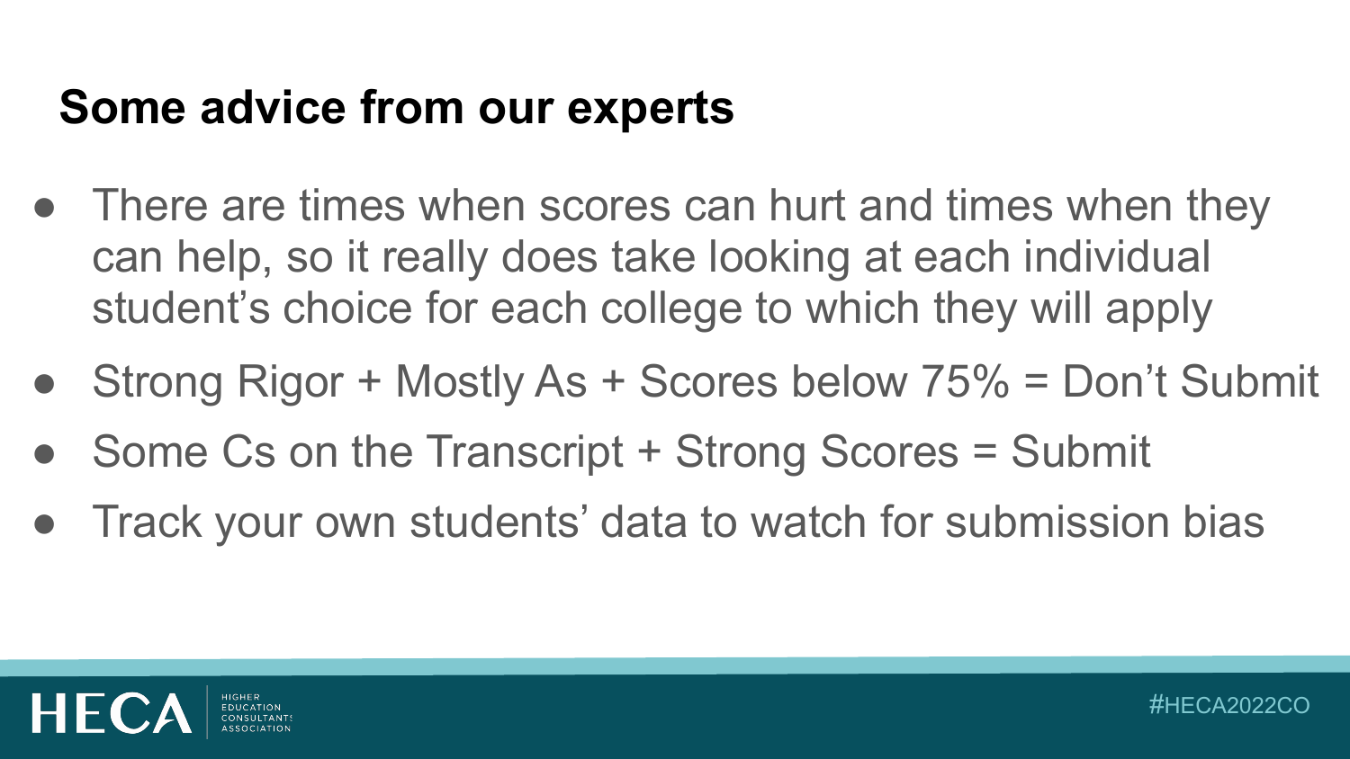## Some advice from our experts

- There are times when scores can hurt and times when they can help, so it really does take looking at each individual student's choice for each college to which they will apply
- Strong Rigor + Mostly As + Scores below 75% = Don't Submit
- Some Cs on the Transcript + Strong Scores = Submit
- Track your own students' data to watch for submission bias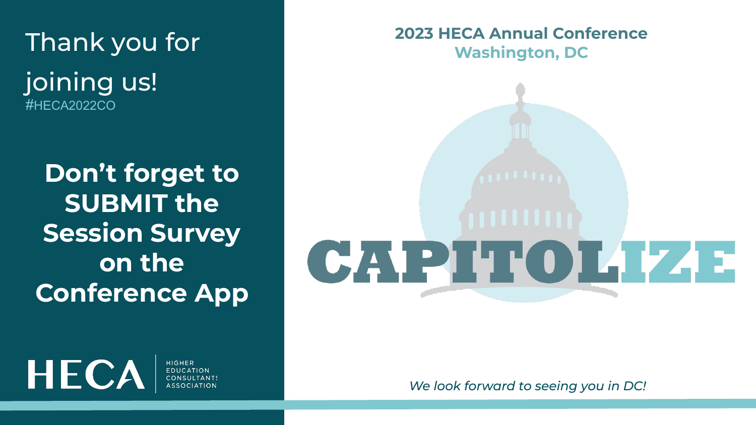Thank you for joining us!

#HECA2022CO

**Don't forget to SUBMIT the Session Survey on the Conference App**

HECA | HIGHER EDUCATION CONSULTANTS ASSOCIATION

**2023 HECA Annual Conference**

**Washington, DC**

CAPITOLIZE

*We look forward to seeing you in DC!*